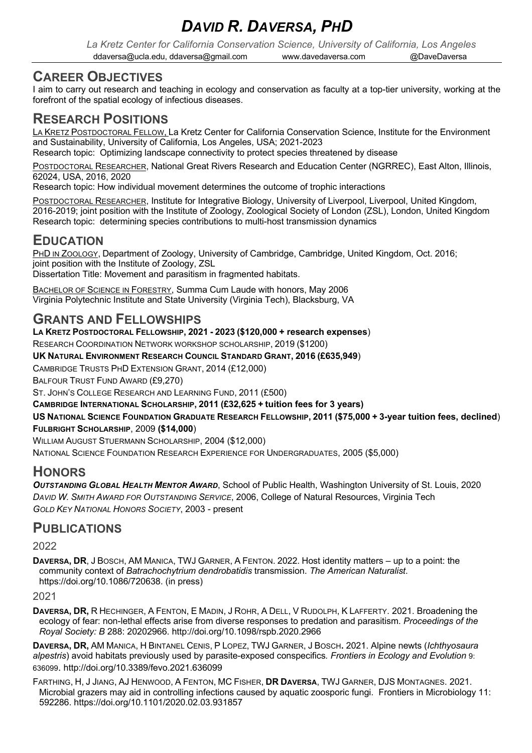# *DAVID R. DAVERSA, PHD*

*La Kretz Center for California Conservation Science, University of California, Los Angeles*

ddaversa@ucla.edu, ddaversa@gmail.com www.davedaversa.com @DaveDaversa

## CAREER OBJECTIVES

I aim to carry out research and teaching in ecology and conservation as faculty at a top-tier university, working at the forefront of the spatial ecology of infectious diseases.

## RESEARCH POSITIONS

LA KRETZ POSTDOCTORAL FELLOW, La Kretz Center for California Conservation Science, Institute for the Environment and Sustainability, University of California, Los Angeles, USA; 2021-2023
Research topic: Optimizing landscape connectivity to protect species threatened by disease

POSTDOCTORAL RESEARCHER, National Great Rivers Research and Education Center (NGRREC), East Alton, Illinois, 62024, USA, 2016, 2020
Research topic: How individual movement determines the outcome of trophic interactions

POSTDOCTORAL RESEARCHER, Institute for Integrative Biology, University of Liverpool, Liverpool, United Kingdom, 2016-2019; joint position with the Institute of Zoology, Zoological Society of London (ZSL), London, United Kingdom
Research topic: determining species contributions to multi-host transmission dynamics

## EDUCATION

PHD IN ZOOLOGY, Department of Zoology, University of Cambridge, Cambridge, United Kingdom, Oct. 2016; joint position with the Institute of Zoology, ZSL
Dissertation Title: Movement and parasitism in fragmented habitats.

BACHELOR OF SCIENCE IN FORESTRY, Summa Cum Laude with honors, May 2006
Virginia Polytechnic Institute and State University (Virginia Tech), Blacksburg, VA

## GRANTS AND FELLOWSHIPS

**LA KRETZ POSTDOCTORAL FELLOWSHIP, 2021 - 2023 ($120,000 + research expenses**)

RESEARCH COORDINATION NETWORK WORKSHOP SCHOLARSHIP, 2019 ($1200)

**UK NATURAL ENVIRONMENT RESEARCH COUNCIL STANDARD GRANT, 2016 (£635,949**)

CAMBRIDGE TRUSTS PHD EXTENSION GRANT, 2014 (£12,000)

BALFOUR TRUST FUND AWARD (£9,270)

ST. JOHN'S COLLEGE RESEARCH AND LEARNING FUND, 2011 (£500)

**CAMBRIDGE INTERNATIONAL SCHOLARSHIP, 2011 (£32,625 + tuition fees for 3 years)**

**US NATIONAL SCIENCE FOUNDATION GRADUATE RESEARCH FELLOWSHIP, 2011 ($75,000 + 3-year tuition fees, declined**)

**FULBRIGHT SCHOLARSHIP**, 2009 **($14,000**)

WILLIAM AUGUST STUERMANN SCHOLARSHIP, 2004 ($12,000)

NATIONAL SCIENCE FOUNDATION RESEARCH EXPERIENCE FOR UNDERGRADUATES, 2005 ($5,000)

## HONORS

***OUTSTANDING GLOBAL HEALTH MENTOR AWARD***, School of Public Health, Washington University of St. Louis, 2020

*DAVID W. SMITH AWARD FOR OUTSTANDING SERVICE*, 2006, College of Natural Resources, Virginia Tech

*GOLD KEY NATIONAL HONORS SOCIETY*, 2003 - present

## PUBLICATIONS

### 2022

**DAVERSA, DR**, J BOSCH, AM MANICA, TWJ GARNER, A FENTON. 2022. Host identity matters – up to a point: the community context of *Batrachochytrium dendrobatidis* transmission. *The American Naturalist*. https://doi.org/10.1086/720638. (in press)

### 2021

**DAVERSA, DR,** R HECHINGER, A FENTON, E MADIN, J ROHR, A DELL, V RUDOLPH, K LAFFERTY. 2021. Broadening the ecology of fear: non-lethal effects arise from diverse responses to predation and parasitism. *Proceedings of the Royal Society: B* 288: 20202966. http://doi.org/10.1098/rspb.2020.2966

**DAVERSA, DR,** AM MANICA, H BINTANEL CENIS, P LOPEZ, TWJ GARNER, J BOSCH**.** 2021. Alpine newts (*Ichthyosaura alpestris*) avoid habitats previously used by parasite-exposed conspecifics*. Frontiers in Ecology and Evolution* 9: 636099. http://doi.org/10.3389/fevo.2021.636099

FARTHING, H, J JIANG, AJ HENWOOD, A FENTON, MC FISHER, **DR DAVERSA**, TWJ GARNER, DJS MONTAGNES. 2021. Microbial grazers may aid in controlling infections caused by aquatic zoosporic fungi. Frontiers in Microbiology 11: 592286. https://doi.org/10.1101/2020.02.03.931857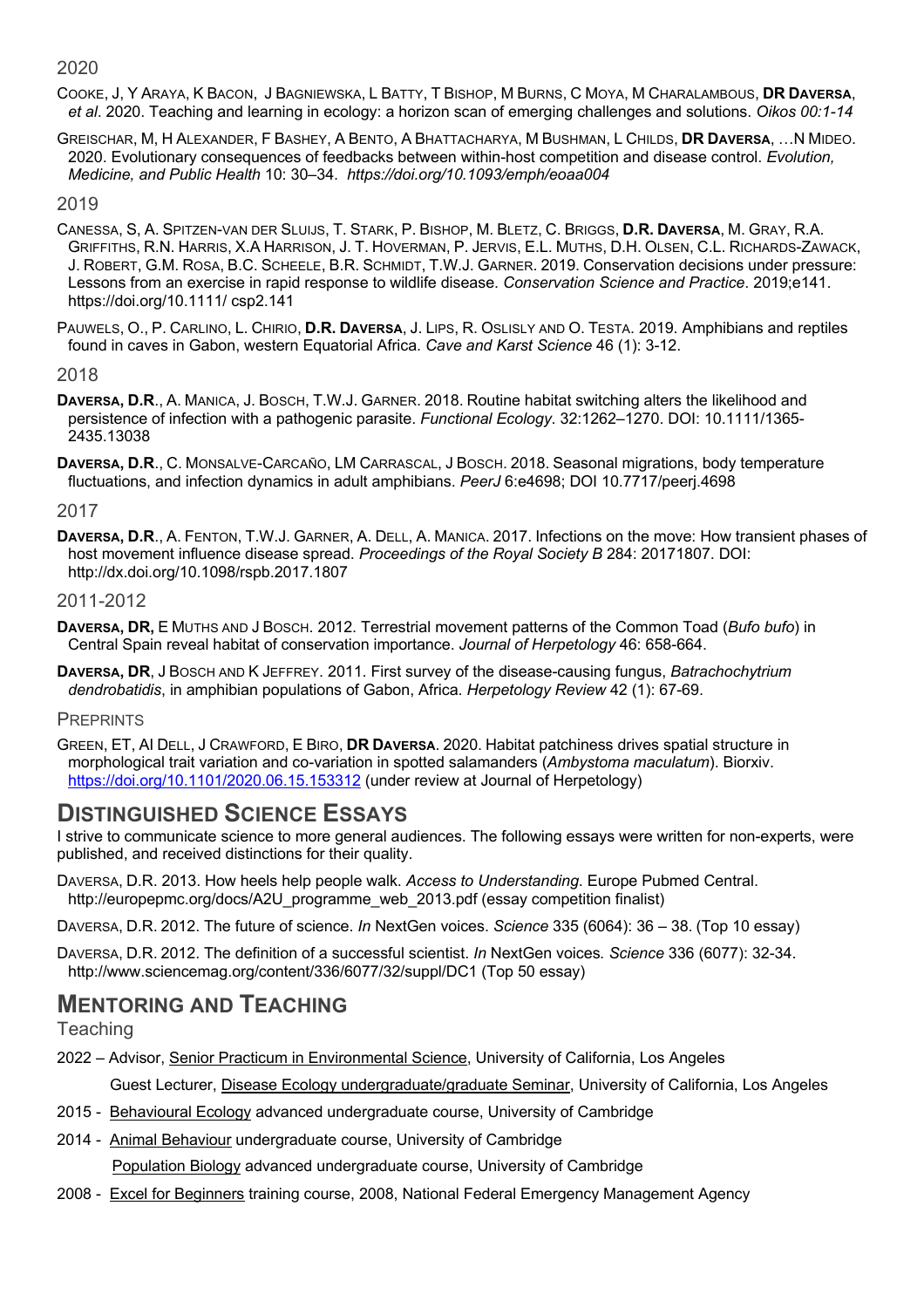### 2020

Cooke, J, Y Araya, K Bacon, J Bagniewska, L Batty, T Bishop, M Burns, C Moya, M Charalambous, **DR Daversa**, *et al*. 2020. Teaching and learning in ecology: a horizon scan of emerging challenges and solutions. *Oikos 00:1-14*

Greischar, M, H Alexander, F Bashey, A Bento, A Bhattacharya, M Bushman, L Childs, **DR Daversa**, …N Mideo. 2020. Evolutionary consequences of feedbacks between within-host competition and disease control. *Evolution, Medicine, and Public Health* 10: 30–34. *https://doi.org/10.1093/emph/eoaa004*

### 2019

Canessa, S, A. Spitzen-van der Sluijs, T. Stark, P. Bishop, M. Bletz, C. Briggs, **D.R. Daversa**, M. Gray, R.A. Griffiths, R.N. Harris, X.A Harrison, J. T. Hoverman, P. Jervis, E.L. Muths, D.H. Olsen, C.L. Richards-Zawack, J. Robert, G.M. Rosa, B.C. Scheele, B.R. Schmidt, T.W.J. Garner. 2019. Conservation decisions under pressure: Lessons from an exercise in rapid response to wildlife disease. *Conservation Science and Practice*. 2019;e141. https://doi.org/10.1111/ csp2.141

Pauwels, O., P. Carlino, L. Chirio, **D.R. Daversa**, J. Lips, R. Oslisly and O. Testa. 2019. Amphibians and reptiles found in caves in Gabon, western Equatorial Africa. *Cave and Karst Science* 46 (1): 3-12.

### 2018

**Daversa, D.R**., A. Manica, J. Bosch, T.W.J. Garner. 2018. Routine habitat switching alters the likelihood and persistence of infection with a pathogenic parasite. *Functional Ecology*. 32:1262–1270. DOI: 10.1111/1365-2435.13038

**Daversa, D.R**., C. Monsalve-Carcaño, LM Carrascal, J Bosch. 2018. Seasonal migrations, body temperature fluctuations, and infection dynamics in adult amphibians. *PeerJ* 6:e4698; DOI 10.7717/peerj.4698

### 2017

**Daversa, D.R**., A. Fenton, T.W.J. Garner, A. Dell, A. Manica. 2017. Infections on the move: How transient phases of host movement influence disease spread. *Proceedings of the Royal Society B* 284: 20171807. DOI: http://dx.doi.org/10.1098/rspb.2017.1807

### 2011-2012

**Daversa, DR,** E Muths and J Bosch. 2012. Terrestrial movement patterns of the Common Toad (*Bufo bufo*) in Central Spain reveal habitat of conservation importance. *Journal of Herpetology* 46: 658-664.

**Daversa, DR**, J Bosch and K Jeffrey. 2011. First survey of the disease-causing fungus, *Batrachochytrium dendrobatidis*, in amphibian populations of Gabon, Africa. *Herpetology Review* 42 (1): 67-69.

### Preprints

Green, ET, AI Dell, J Crawford, E Biro, **DR Daversa**. 2020. Habitat patchiness drives spatial structure in morphological trait variation and co-variation in spotted salamanders (*Ambystoma maculatum*). Biorxiv. https://doi.org/10.1101/2020.06.15.153312 (under review at Journal of Herpetology)

## Distinguished Science Essays

I strive to communicate science to more general audiences. The following essays were written for non-experts, were published, and received distinctions for their quality.

Daversa, D.R. 2013. How heels help people walk. *Access to Understanding*. Europe Pubmed Central. http://europepmc.org/docs/A2U_programme_web_2013.pdf (essay competition finalist)

Daversa, D.R. 2012. The future of science. *In* NextGen voices. *Science* 335 (6064): 36 – 38. (Top 10 essay)

Daversa, D.R. 2012. The definition of a successful scientist. *In* NextGen voices. *Science* 336 (6077): 32-34. http://www.sciencemag.org/content/336/6077/32/suppl/DC1 (Top 50 essay)

## Mentoring and Teaching

### Teaching

2022 – Advisor, Senior Practicum in Environmental Science, University of California, Los Angeles

Guest Lecturer, Disease Ecology undergraduate/graduate Seminar, University of California, Los Angeles

2015 - Behavioural Ecology advanced undergraduate course, University of Cambridge

2014 - Animal Behaviour undergraduate course, University of Cambridge

Population Biology advanced undergraduate course, University of Cambridge

2008 - Excel for Beginners training course, 2008, National Federal Emergency Management Agency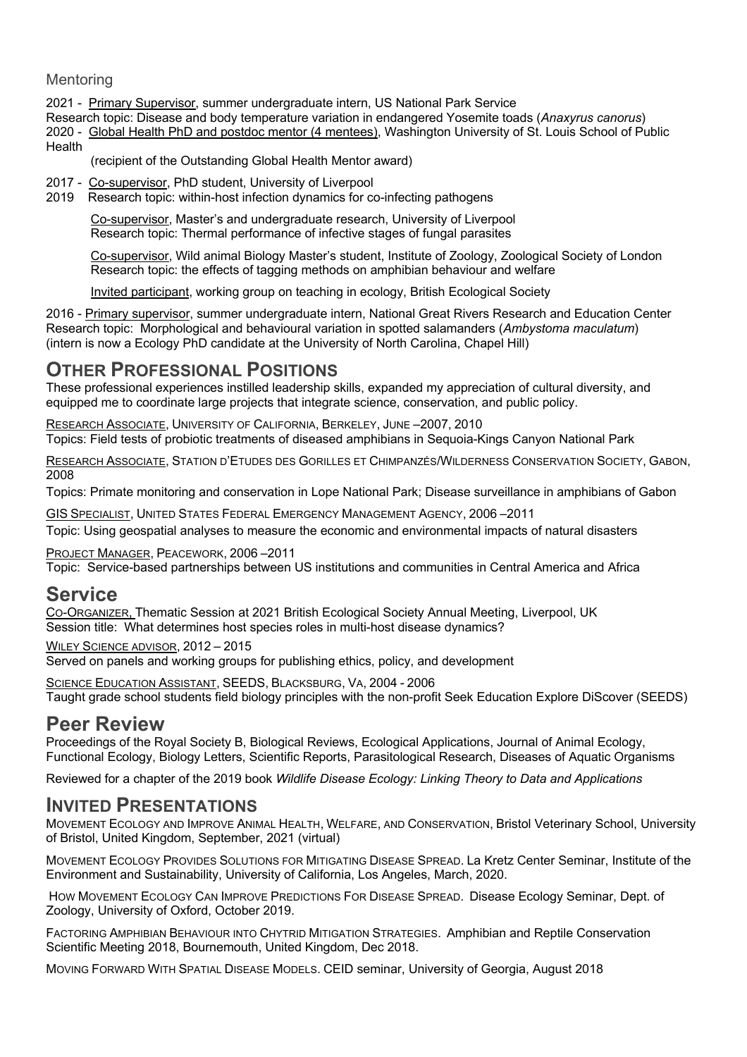Mentoring

2021 - Primary Supervisor, summer undergraduate intern, US National Park Service
Research topic: Disease and body temperature variation in endangered Yosemite toads (*Anaxyrus canorus*)

2020 - Global Health PhD and postdoc mentor (4 mentees), Washington University of St. Louis School of Public Health
(recipient of the Outstanding Global Health Mentor award)

2017 - Co-supervisor, PhD student, University of Liverpool
2019 Research topic: within-host infection dynamics for co-infecting pathogens

Co-supervisor, Master's and undergraduate research, University of Liverpool
Research topic: Thermal performance of infective stages of fungal parasites

Co-supervisor, Wild animal Biology Master's student, Institute of Zoology, Zoological Society of London
Research topic: the effects of tagging methods on amphibian behaviour and welfare

Invited participant, working group on teaching in ecology, British Ecological Society

2016 - Primary supervisor, summer undergraduate intern, National Great Rivers Research and Education Center
Research topic: Morphological and behavioural variation in spotted salamanders (*Ambystoma maculatum*)
(intern is now a Ecology PhD candidate at the University of North Carolina, Chapel Hill)

## OTHER PROFESSIONAL POSITIONS

These professional experiences instilled leadership skills, expanded my appreciation of cultural diversity, and equipped me to coordinate large projects that integrate science, conservation, and public policy.

RESEARCH ASSOCIATE, UNIVERSITY OF CALIFORNIA, BERKELEY, JUNE –2007, 2010
Topics: Field tests of probiotic treatments of diseased amphibians in Sequoia-Kings Canyon National Park

RESEARCH ASSOCIATE, STATION D'ETUDES DES GORILLES ET CHIMPANZÉS/WILDERNESS CONSERVATION SOCIETY, GABON, 2008
Topics: Primate monitoring and conservation in Lope National Park; Disease surveillance in amphibians of Gabon

GIS SPECIALIST, UNITED STATES FEDERAL EMERGENCY MANAGEMENT AGENCY, 2006 –2011
Topic: Using geospatial analyses to measure the economic and environmental impacts of natural disasters

PROJECT MANAGER, PEACEWORK, 2006 –2011
Topic: Service-based partnerships between US institutions and communities in Central America and Africa

## Service

CO-ORGANIZER, Thematic Session at 2021 British Ecological Society Annual Meeting, Liverpool, UK
Session title: What determines host species roles in multi-host disease dynamics?

WILEY SCIENCE ADVISOR, 2012 – 2015
Served on panels and working groups for publishing ethics, policy, and development

SCIENCE EDUCATION ASSISTANT, SEEDS, BLACKSBURG, VA, 2004 - 2006
Taught grade school students field biology principles with the non-profit Seek Education Explore DiScover (SEEDS)

## Peer Review

Proceedings of the Royal Society B, Biological Reviews, Ecological Applications, Journal of Animal Ecology, Functional Ecology, Biology Letters, Scientific Reports, Parasitological Research, Diseases of Aquatic Organisms

Reviewed for a chapter of the 2019 book *Wildlife Disease Ecology: Linking Theory to Data and Applications*

## INVITED PRESENTATIONS

MOVEMENT ECOLOGY AND IMPROVE ANIMAL HEALTH, WELFARE, AND CONSERVATION, Bristol Veterinary School, University of Bristol, United Kingdom, September, 2021 (virtual)

MOVEMENT ECOLOGY PROVIDES SOLUTIONS FOR MITIGATING DISEASE SPREAD. La Kretz Center Seminar, Institute of the Environment and Sustainability, University of California, Los Angeles, March, 2020.

HOW MOVEMENT ECOLOGY CAN IMPROVE PREDICTIONS FOR DISEASE SPREAD. Disease Ecology Seminar, Dept. of Zoology, University of Oxford, October 2019.

FACTORING AMPHIBIAN BEHAVIOUR INTO CHYTRID MITIGATION STRATEGIES. Amphibian and Reptile Conservation Scientific Meeting 2018, Bournemouth, United Kingdom, Dec 2018.

MOVING FORWARD WITH SPATIAL DISEASE MODELS. CEID seminar, University of Georgia, August 2018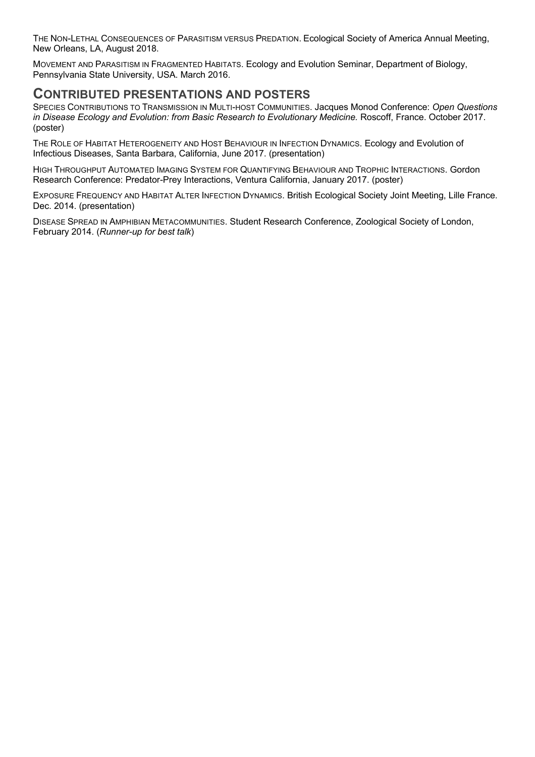THE NON-LETHAL CONSEQUENCES OF PARASITISM VERSUS PREDATION. Ecological Society of America Annual Meeting, New Orleans, LA, August 2018.

MOVEMENT AND PARASITISM IN FRAGMENTED HABITATS. Ecology and Evolution Seminar, Department of Biology, Pennsylvania State University, USA. March 2016.

## CONTRIBUTED PRESENTATIONS AND POSTERS

SPECIES CONTRIBUTIONS TO TRANSMISSION IN MULTI-HOST COMMUNITIES. Jacques Monod Conference: *Open Questions in Disease Ecology and Evolution: from Basic Research to Evolutionary Medicine.* Roscoff, France. October 2017. (poster)

THE ROLE OF HABITAT HETEROGENEITY AND HOST BEHAVIOUR IN INFECTION DYNAMICS. Ecology and Evolution of Infectious Diseases, Santa Barbara, California, June 2017. (presentation)

HIGH THROUGHPUT AUTOMATED IMAGING SYSTEM FOR QUANTIFYING BEHAVIOUR AND TROPHIC INTERACTIONS. Gordon Research Conference: Predator-Prey Interactions, Ventura California, January 2017. (poster)

EXPOSURE FREQUENCY AND HABITAT ALTER INFECTION DYNAMICS. British Ecological Society Joint Meeting, Lille France. Dec. 2014. (presentation)

DISEASE SPREAD IN AMPHIBIAN METACOMMUNITIES. Student Research Conference, Zoological Society of London, February 2014. (*Runner-up for best talk*)